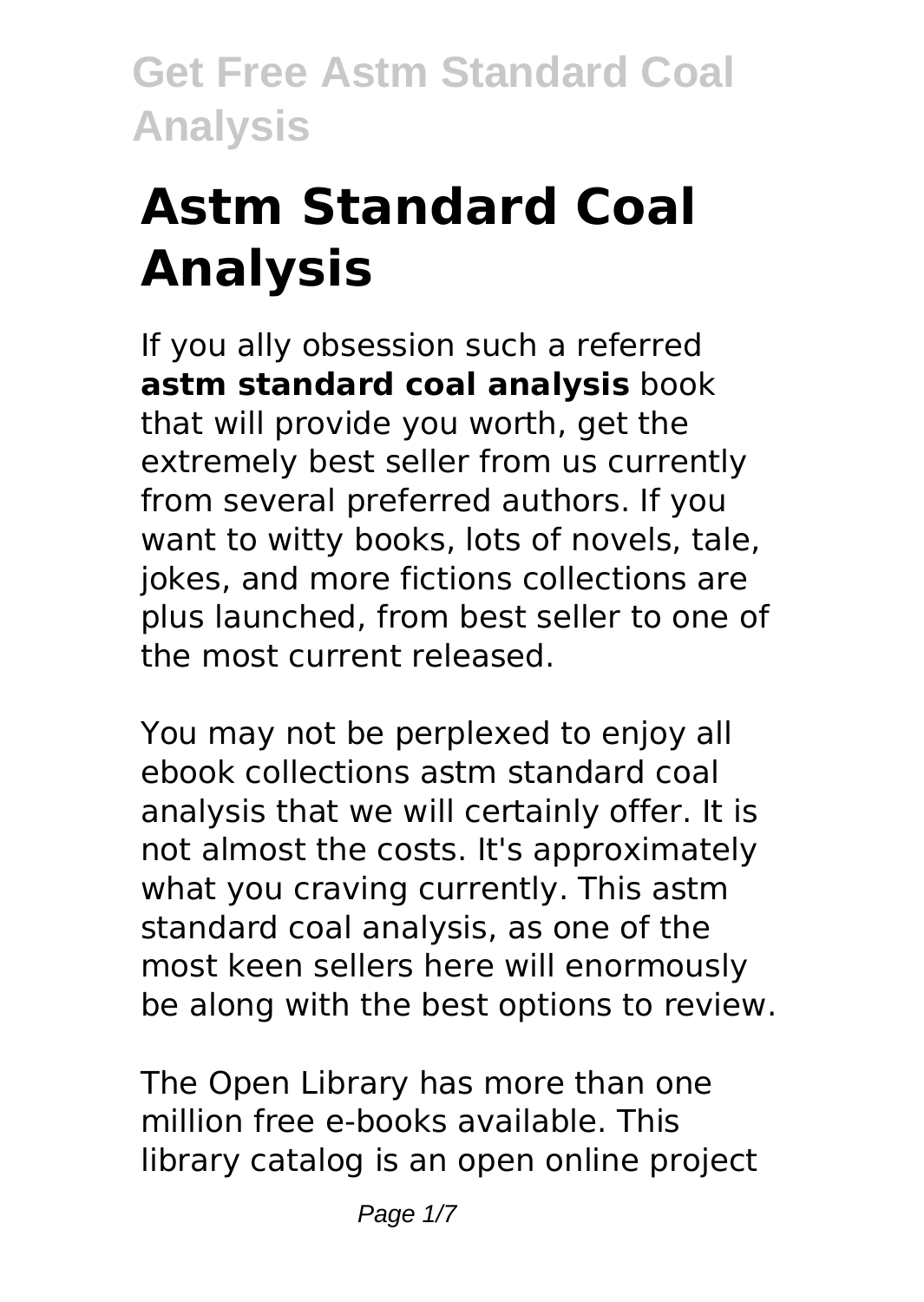# Astm Standard Coal Analysis

If you ally obsession such a referred **astm standard coal analysis** book that will provide you worth, get the extremely best seller from us currently from several preferred authors. If you want to witty books, lots of novels, tale, jokes, and more fictions collections are plus launched, from best seller to one of the most current released.

You may not be perplexed to enjoy all ebook collections astm standard coal analysis that we will certainly offer. It is not almost the costs. It's approximately what you craving currently. This astm standard coal analysis, as one of the most keen sellers here will enormously be along with the best options to review.

The Open Library has more than one million free e-books available. This library catalog is an open online project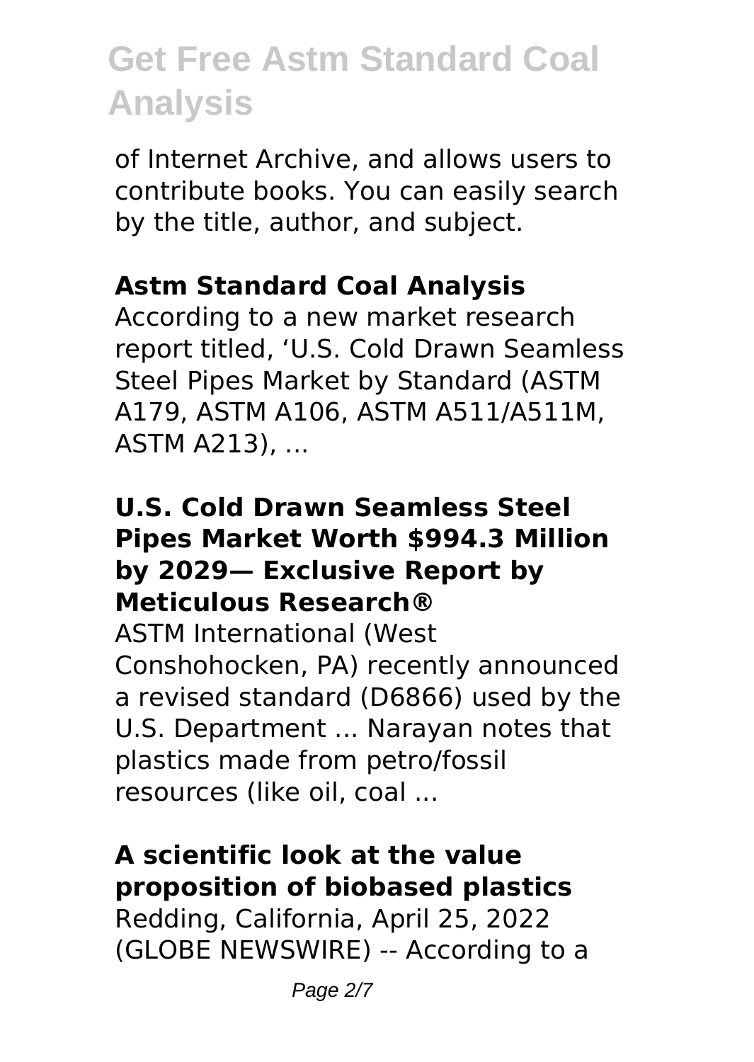of Internet Archive, and allows users to contribute books. You can easily search by the title, author, and subject.

### Astm Standard Coal Analysis

According to a new market research report titled, 'U.S. Cold Drawn Seamless Steel Pipes Market by Standard (ASTM A179, ASTM A106, ASTM A511/A511M, ASTM A213), ...

### U.S. Cold Drawn Seamless Steel Pipes Market Worth $994.3 Million by 2029— Exclusive Report by Meticulous Research®

ASTM International (West Conshohocken, PA) recently announced a revised standard (D6866) used by the U.S. Department ... Narayan notes that plastics made from petro/fossil resources (like oil, coal ...

### A scientific look at the value proposition of biobased plastics

Redding, California, April 25, 2022 (GLOBE NEWSWIRE) -- According to a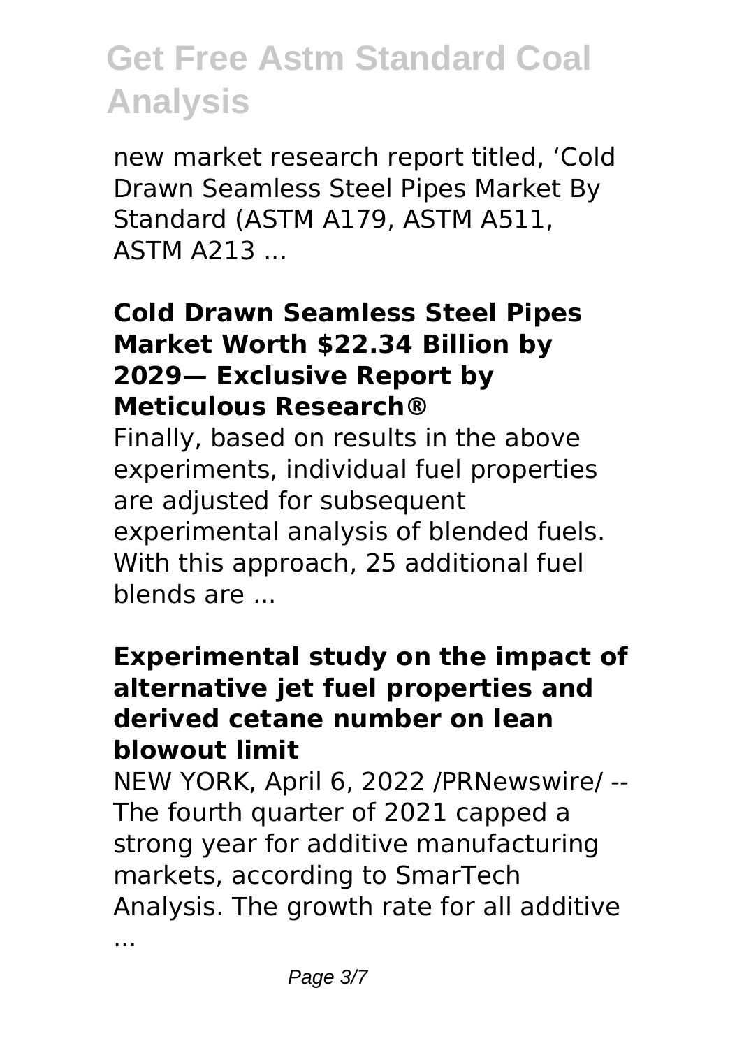new market research report titled, ‘Cold Drawn Seamless Steel Pipes Market By Standard (ASTM A179, ASTM A511, ASTM A213 ...

### Cold Drawn Seamless Steel Pipes Market Worth $22.34 Billion by 2029— Exclusive Report by Meticulous Research®

Finally, based on results in the above experiments, individual fuel properties are adjusted for subsequent experimental analysis of blended fuels. With this approach, 25 additional fuel blends are ...

### Experimental study on the impact of alternative jet fuel properties and derived cetane number on lean blowout limit

NEW YORK, April 6, 2022 /PRNewswire/ -- The fourth quarter of 2021 capped a strong year for additive manufacturing markets, according to SmarTech Analysis. The growth rate for all additive ...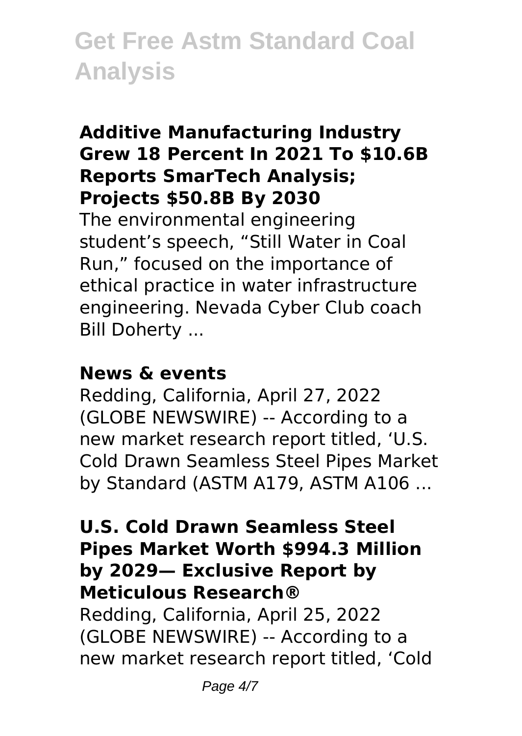### Additive Manufacturing Industry Grew 18 Percent In 2021 To $10.6B Reports SmarTech Analysis; Projects $50.8B By 2030

The environmental engineering student's speech, "Still Water in Coal Run," focused on the importance of ethical practice in water infrastructure engineering. Nevada Cyber Club coach Bill Doherty ...

### News & events

Redding, California, April 27, 2022 (GLOBE NEWSWIRE) -- According to a new market research report titled, 'U.S. Cold Drawn Seamless Steel Pipes Market by Standard (ASTM A179, ASTM A106 ...

### U.S. Cold Drawn Seamless Steel Pipes Market Worth $994.3 Million by 2029— Exclusive Report by Meticulous Research®

Redding, California, April 25, 2022 (GLOBE NEWSWIRE) -- According to a new market research report titled, 'Cold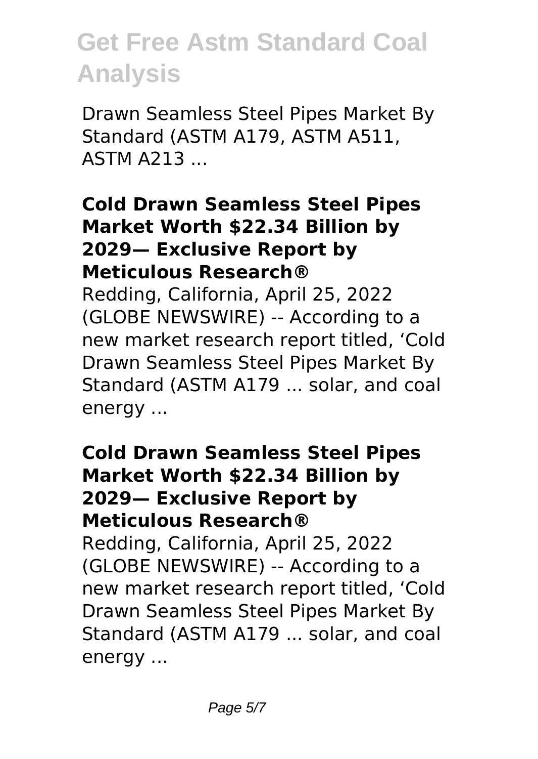Drawn Seamless Steel Pipes Market By Standard (ASTM A179, ASTM A511, ASTM A213 ...

**Cold Drawn Seamless Steel Pipes Market Worth $22.34 Billion by 2029— Exclusive Report by Meticulous Research®**

Redding, California, April 25, 2022 (GLOBE NEWSWIRE) -- According to a new market research report titled, 'Cold Drawn Seamless Steel Pipes Market By Standard (ASTM A179 ... solar, and coal energy ...

**Cold Drawn Seamless Steel Pipes Market Worth $22.34 Billion by 2029— Exclusive Report by Meticulous Research®**

Redding, California, April 25, 2022 (GLOBE NEWSWIRE) -- According to a new market research report titled, 'Cold Drawn Seamless Steel Pipes Market By Standard (ASTM A179 ... solar, and coal energy ...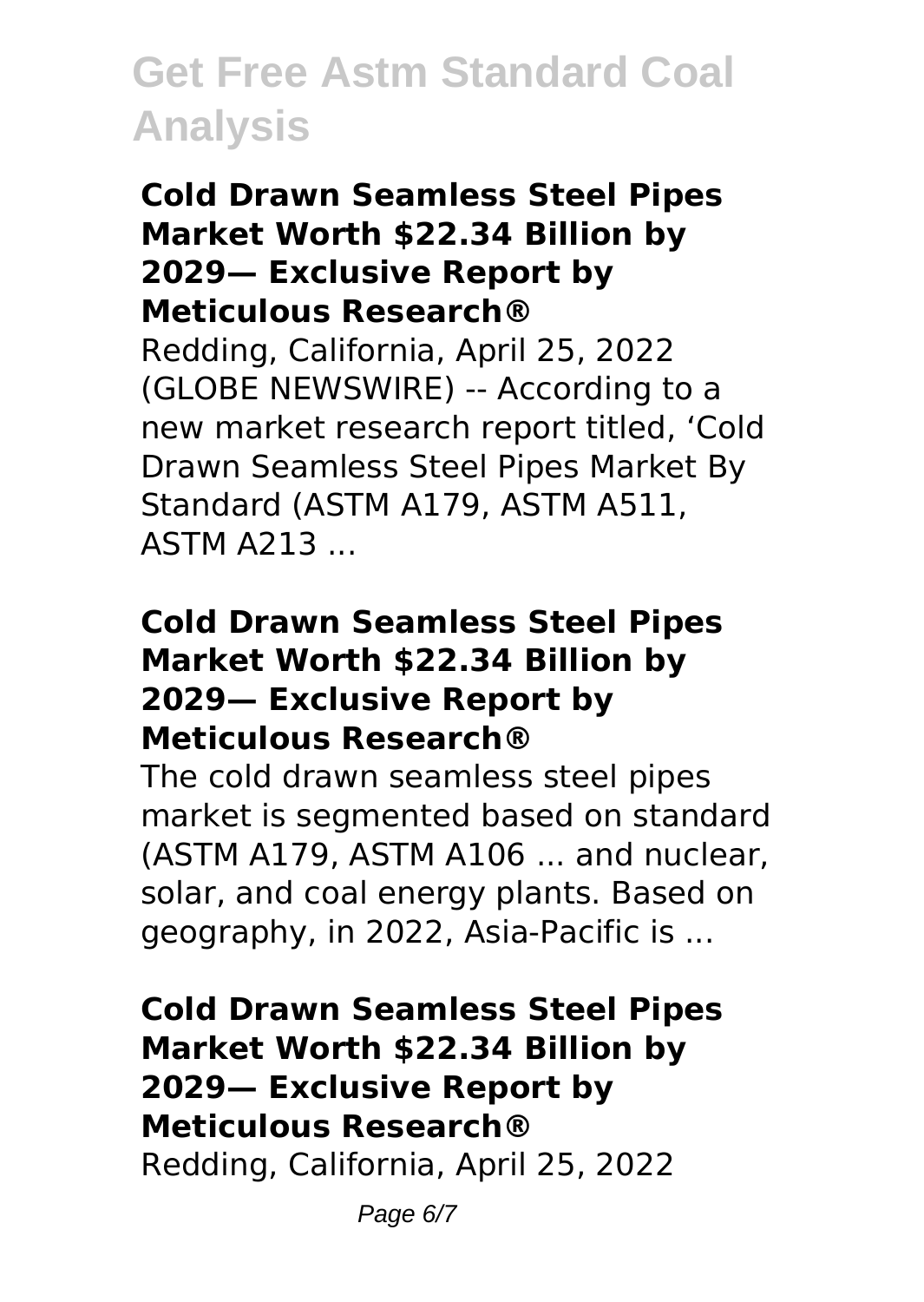### Cold Drawn Seamless Steel Pipes Market Worth $22.34 Billion by 2029— Exclusive Report by Meticulous Research®

Redding, California, April 25, 2022 (GLOBE NEWSWIRE) -- According to a new market research report titled, 'Cold Drawn Seamless Steel Pipes Market By Standard (ASTM A179, ASTM A511, ASTM A213 ...

### Cold Drawn Seamless Steel Pipes Market Worth $22.34 Billion by 2029— Exclusive Report by Meticulous Research®

The cold drawn seamless steel pipes market is segmented based on standard (ASTM A179, ASTM A106 ... and nuclear, solar, and coal energy plants. Based on geography, in 2022, Asia-Pacific is ...

### Cold Drawn Seamless Steel Pipes Market Worth $22.34 Billion by 2029— Exclusive Report by Meticulous Research®

Redding, California, April 25, 2022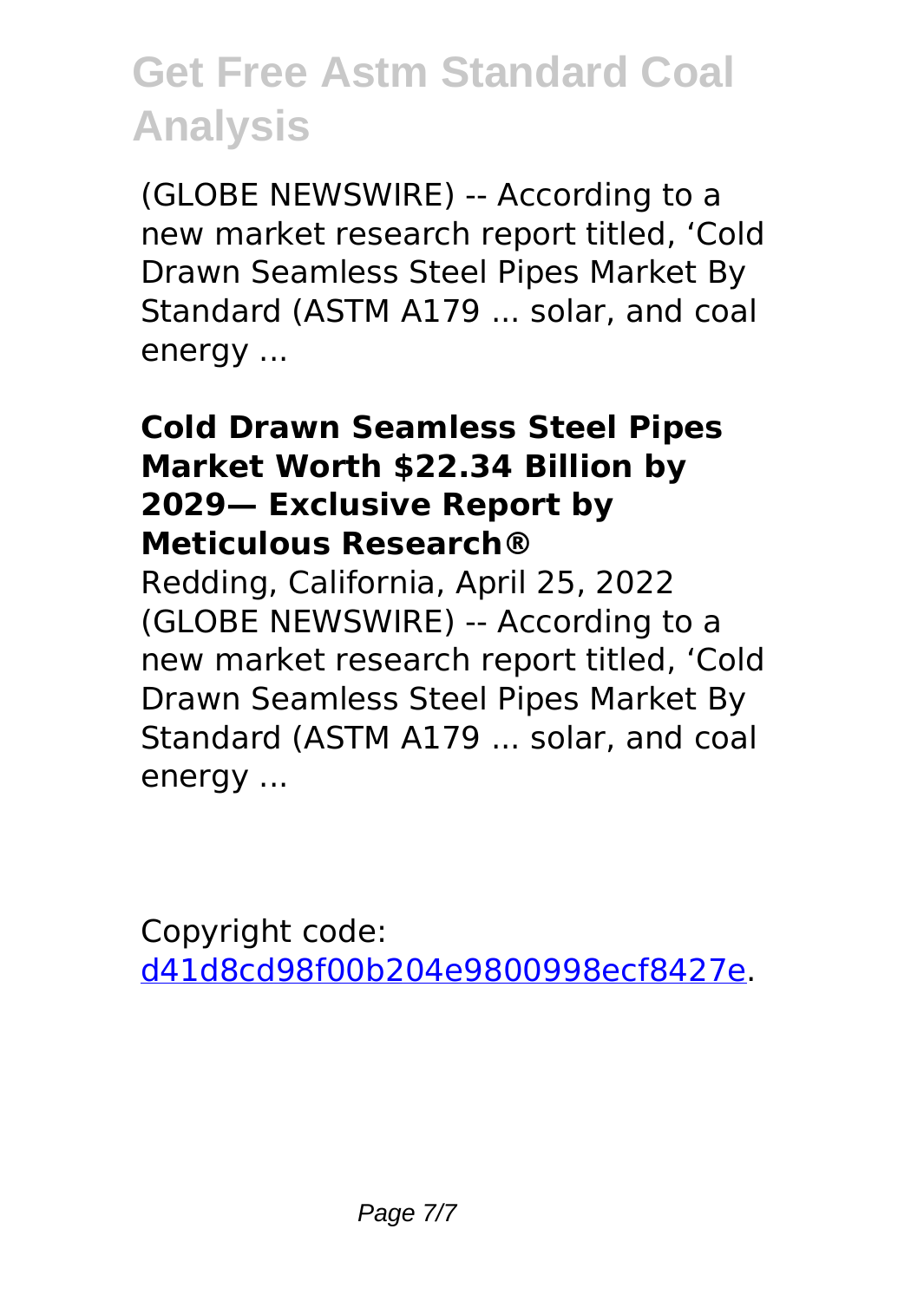(GLOBE NEWSWIRE) -- According to a new market research report titled, 'Cold Drawn Seamless Steel Pipes Market By Standard (ASTM A179 ... solar, and coal energy ...

**Cold Drawn Seamless Steel Pipes Market Worth $22.34 Billion by 2029— Exclusive Report by Meticulous Research®**

Redding, California, April 25, 2022 (GLOBE NEWSWIRE) -- According to a new market research report titled, 'Cold Drawn Seamless Steel Pipes Market By Standard (ASTM A179 ... solar, and coal energy ...

Copyright code: d41d8cd98f00b204e9800998ecf8427e.